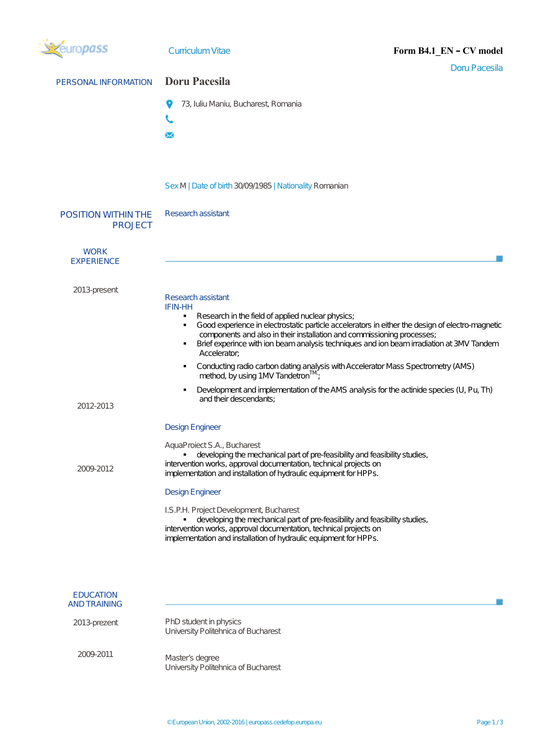europass **Curriculum Vitae** **Form B4.1_EN – CV model**

Doru Pacesila

## PERSONAL INFORMATION

**Doru Pacesila**

73, Iuliu Maniu, Bucharest, Romania

Sex M | Date of birth 30/09/1985 | Nationality Romanian

## POSITION WITHIN THE PROJECT

Research assistant

## WORK EXPERIENCE

**2013-present**

Research assistant
IFIN-HH

- Research in the field of applied nuclear physics;
- Good experience in electrostatic particle accelerators in either the design of electro-magnetic components and also in their installation and commissioning processes;
- Brief experince with ion beam analysis techniques and ion beam irradiation at 3MV Tandem Accelerator;
- Conducting radio carbon dating analysis with Accelerator Mass Spectrometry (AMS) method, by using 1MV Tandetron™;
- Development and implementation of the AMS analysis for the actinide species (U, Pu, Th) and their descendants;

**2012-2013**

Design Engineer

AquaProiect S.A., Bucharest

- developing the mechanical part of pre-feasibility and feasibility studies, intervention works, approval documentation, technical projects on implementation and installation of hydraulic equipment for HPPs.

**2009-2012**

Design Engineer

I.S.P.H. Project Development, Bucharest

- developing the mechanical part of pre-feasibility and feasibility studies, intervention works, approval documentation, technical projects on implementation and installation of hydraulic equipment for HPPs.

## EDUCATION AND TRAINING

**2013-prezent**

PhD student in physics
University Politehnica of Bucharest

**2009-2011**

Master's degree
University Politehnica of Bucharest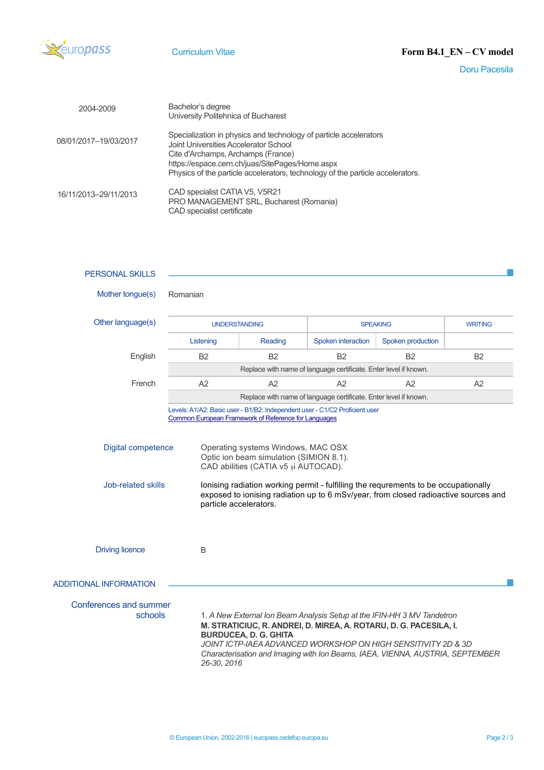| | |
|---|---|
| 2004-2009 | Bachelor's degree<br>University Politehnica of Bucharest |
| 08/01/2017–19/03/2017 | Specialization in physics and technology of particle accelerators<br>Joint Universities Accelerator School<br>Cite d'Archamps, Archamps (France)<br>https://espace.cern.ch/juas/SitePages/Home.aspx<br>Physics of the particle accelerators, technology of the particle accelerators. |
| 16/11/2013–29/11/2013 | CAD specialist CATIA V5, V5R21<br>PRO MANAGEMENT SRL, Bucharest (Romania)<br>CAD specialist certificate |

## PERSONAL SKILLS

**Mother tongue(s)** Romanian

**Other language(s)**

| | UNDERSTANDING | | SPEAKING | | WRITING |
|---|---|---|---|---|---|
| | Listening | Reading | Spoken interaction | Spoken production | |
| English | B2 | B2 | B2 | B2 | B2 |
| | Replace with name of language certificate. Enter level if known. | | | | |
| French | A2 | A2 | A2 | A2 | A2 |
| | Replace with name of language certificate. Enter level if known. | | | | |

Levels: A1/A2: Basic user - B1/B2: Independent user - C1/C2 Proficient user
Common European Framework of Reference for Languages

**Digital competence**

Operating systems Windows, MAC OSX
Optic ion beam simulation (SIMION 8.1).
CAD abilities (CATIA v5 și AUTOCAD).

**Job-related skills**

Ionising radiation working permit - fulfilling the requrements to be occupationally exposed to ionising radiation up to 6 mSv/year, from closed radioactive sources and particle accelerators.

**Driving licence**

B

## ADDITIONAL INFORMATION

**Conferences and summer schools**

1. *A New External Ion Beam Analysis Setup at the IFIN-HH 3 MV Tandetron*
**M. STRATICIUC, R. ANDREI, D. MIREA, A. ROTARU, D. G. PACESILA, I. BURDUCEA, D. G. GHITA**
*JOINT ICTP-IAEA ADVANCED WORKSHOP ON HIGH SENSITIVITY 2D & 3D Characterisation and Imaging with Ion Beams, IAEA, VIENNA, AUSTRIA, SEPTEMBER 26-30, 2016*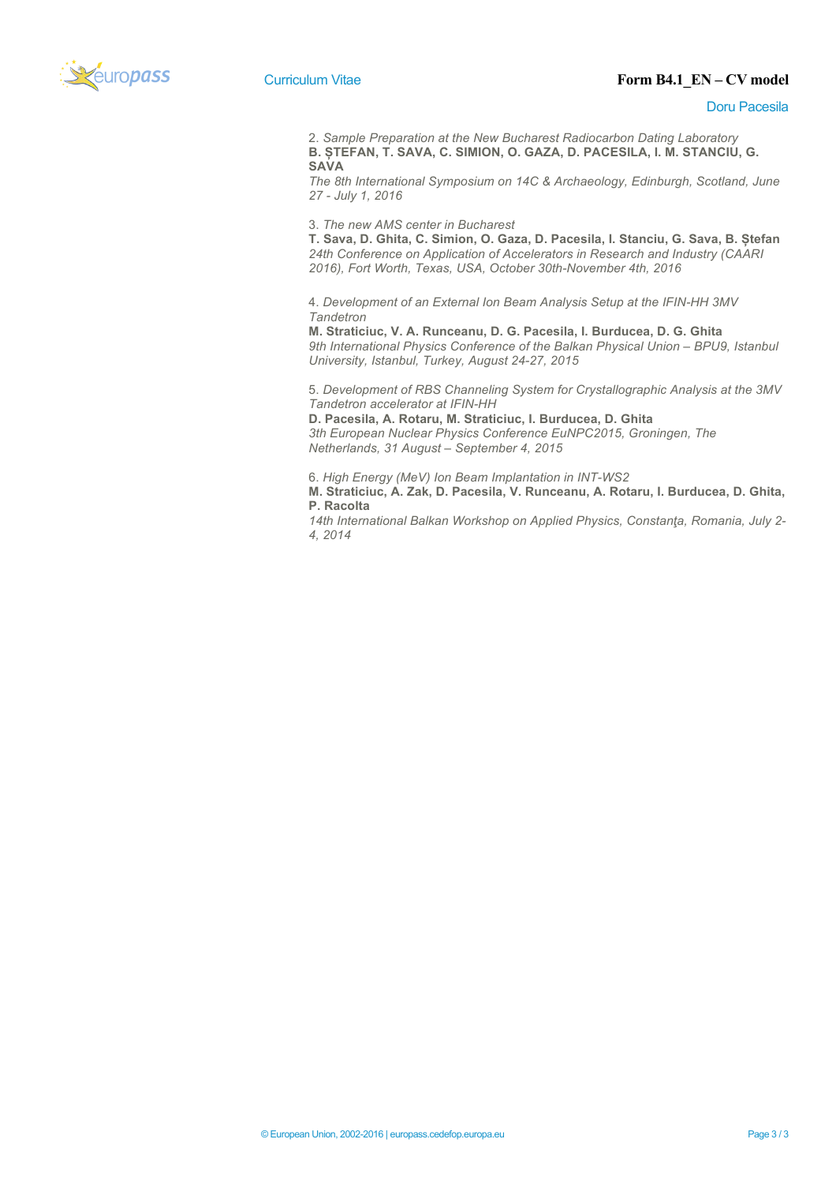2. *Sample Preparation at the New Bucharest Radiocarbon Dating Laboratory*
**B. ȘTEFAN, T. SAVA, C. SIMION, O. GAZA, D. PACESILA, I. M. STANCIU, G. SAVA**
*The 8th International Symposium on 14C & Archaeology, Edinburgh, Scotland, June 27 - July 1, 2016*

3. *The new AMS center in Bucharest*
**T. Sava, D. Ghita, C. Simion, O. Gaza, D. Pacesila, I. Stanciu, G. Sava, B. Ștefan**
*24th Conference on Application of Accelerators in Research and Industry (CAARI 2016), Fort Worth, Texas, USA, October 30th-November 4th, 2016*

4. *Development of an External Ion Beam Analysis Setup at the IFIN-HH 3MV Tandetron*
**M. Straticiuc, V. A. Runceanu, D. G. Pacesila, I. Burducea, D. G. Ghita**
*9th International Physics Conference of the Balkan Physical Union – BPU9, Istanbul University, Istanbul, Turkey, August 24-27, 2015*

5. *Development of RBS Channeling System for Crystallographic Analysis at the 3MV Tandetron accelerator at IFIN-HH*
**D. Pacesila, A. Rotaru, M. Straticiuc, I. Burducea, D. Ghita**
*3th European Nuclear Physics Conference EuNPC2015, Groningen, The Netherlands, 31 August – September 4, 2015*

6. *High Energy (MeV) Ion Beam Implantation in INT-WS2*
**M. Straticiuc, A. Zak, D. Pacesila, V. Runceanu, A. Rotaru, I. Burducea, D. Ghita, P. Racolta**
*14th International Balkan Workshop on Applied Physics, Constanţa, Romania, July 2-4, 2014*